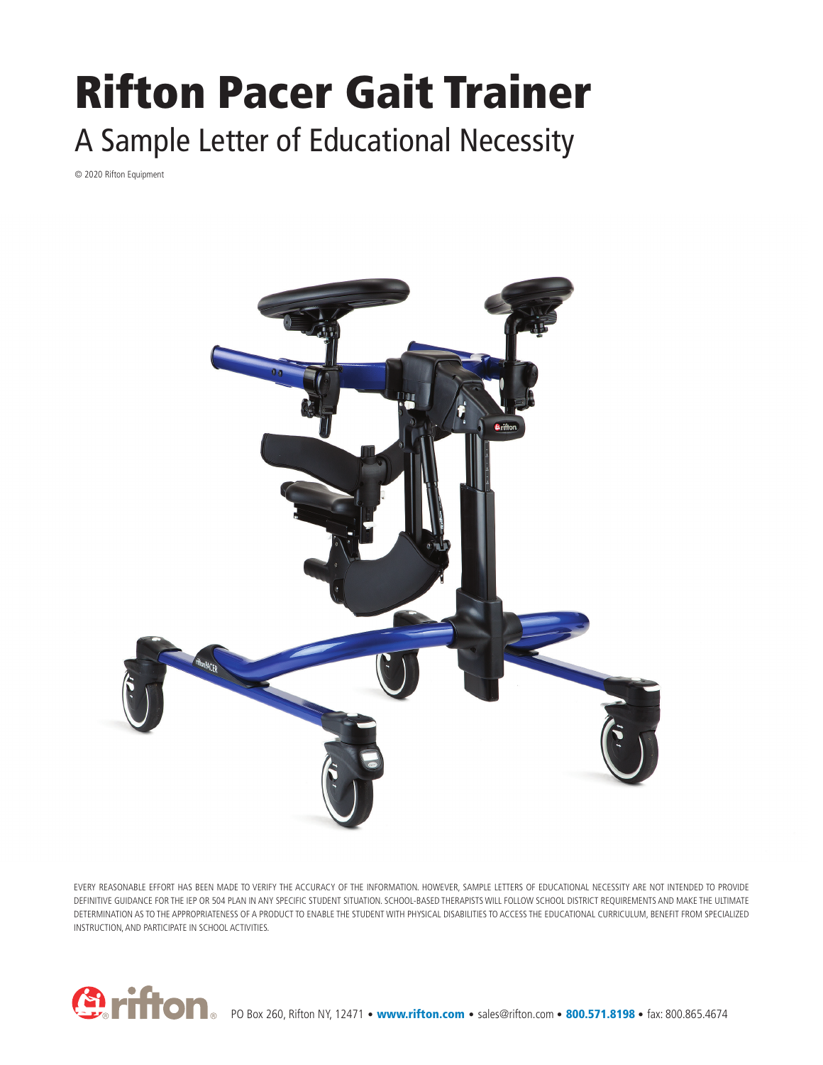# Rifton Pacer Gait Trainer

## A Sample Letter of Educational Necessity

© 2020 Rifton Equipment

EVERY REASONABLE EFFORT HAS BEEN MADE TO VERIFY THE ACCURACY OF THE INFORMATION. HOWEVER, SAMPLE LETTERS OF EDUCATIONAL NECESSITY ARE NOT INTENDED TO PROVIDE DEFINITIVE GUIDANCE FOR THE IEP OR 504 PLAN IN ANY SPECIFIC STUDENT SITUATION. SCHOOL-BASED THERAPISTS WILL FOLLOW SCHOOL DISTRICT REQUIREMENTS AND MAKE THE ULTIMATE DETERMINATION AS TO THE APPROPRIATENESS OF A PRODUCT TO ENABLE THE STUDENT WITH PHYSICAL DISABILITIES TO ACCESS THE EDUCATIONAL CURRICULUM, BENEFIT FROM SPECIALIZED INSTRUCTION, AND PARTICIPATE IN SCHOOL ACTIVITIES.

rifton® PO Box 260, Rifton NY, 12471 • **www.rifton.com** • sales@rifton.com • **800.571.8198** • fax: 800.865.4674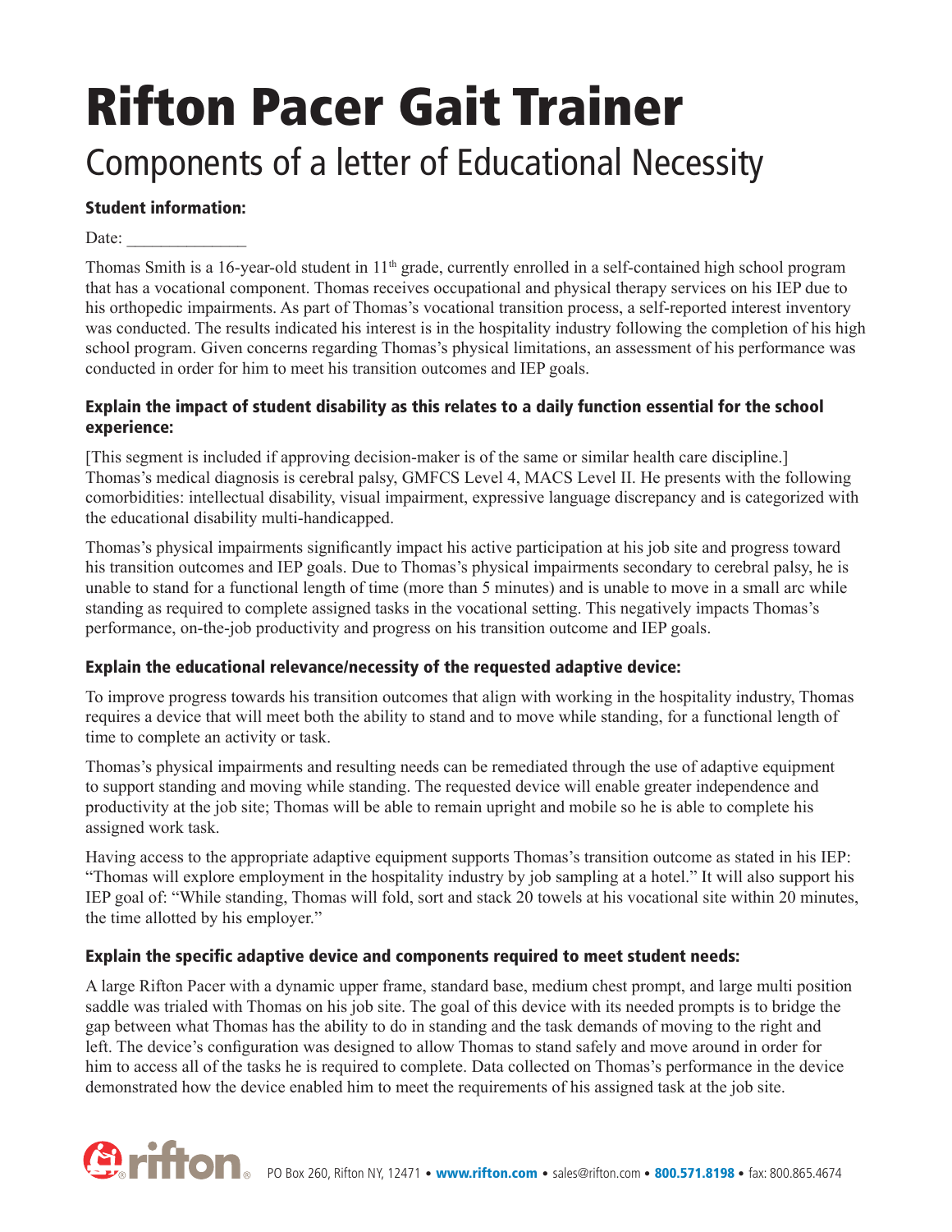# Rifton Pacer Gait Trainer

## Components of a letter of Educational Necessity

### Student information:

Date: \_\_\_\_\_\_\_\_\_\_\_\_\_\_

Thomas Smith is a 16-year-old student in 11th grade, currently enrolled in a self-contained high school program that has a vocational component. Thomas receives occupational and physical therapy services on his IEP due to his orthopedic impairments. As part of Thomas's vocational transition process, a self-reported interest inventory was conducted. The results indicated his interest is in the hospitality industry following the completion of his high school program. Given concerns regarding Thomas's physical limitations, an assessment of his performance was conducted in order for him to meet his transition outcomes and IEP goals.

### Explain the impact of student disability as this relates to a daily function essential for the school experience:

[This segment is included if approving decision-maker is of the same or similar health care discipline.] Thomas's medical diagnosis is cerebral palsy, GMFCS Level 4, MACS Level II. He presents with the following comorbidities: intellectual disability, visual impairment, expressive language discrepancy and is categorized with the educational disability multi-handicapped.

Thomas's physical impairments significantly impact his active participation at his job site and progress toward his transition outcomes and IEP goals. Due to Thomas's physical impairments secondary to cerebral palsy, he is unable to stand for a functional length of time (more than 5 minutes) and is unable to move in a small arc while standing as required to complete assigned tasks in the vocational setting. This negatively impacts Thomas's performance, on-the-job productivity and progress on his transition outcome and IEP goals.

### Explain the educational relevance/necessity of the requested adaptive device:

To improve progress towards his transition outcomes that align with working in the hospitality industry, Thomas requires a device that will meet both the ability to stand and to move while standing, for a functional length of time to complete an activity or task.

Thomas's physical impairments and resulting needs can be remediated through the use of adaptive equipment to support standing and moving while standing. The requested device will enable greater independence and productivity at the job site; Thomas will be able to remain upright and mobile so he is able to complete his assigned work task.

Having access to the appropriate adaptive equipment supports Thomas's transition outcome as stated in his IEP: "Thomas will explore employment in the hospitality industry by job sampling at a hotel." It will also support his IEP goal of: "While standing, Thomas will fold, sort and stack 20 towels at his vocational site within 20 minutes, the time allotted by his employer."

### Explain the specific adaptive device and components required to meet student needs:

A large Rifton Pacer with a dynamic upper frame, standard base, medium chest prompt, and large multi position saddle was trialed with Thomas on his job site. The goal of this device with its needed prompts is to bridge the gap between what Thomas has the ability to do in standing and the task demands of moving to the right and left. The device's configuration was designed to allow Thomas to stand safely and move around in order for him to access all of the tasks he is required to complete. Data collected on Thomas's performance in the device demonstrated how the device enabled him to meet the requirements of his assigned task at the job site.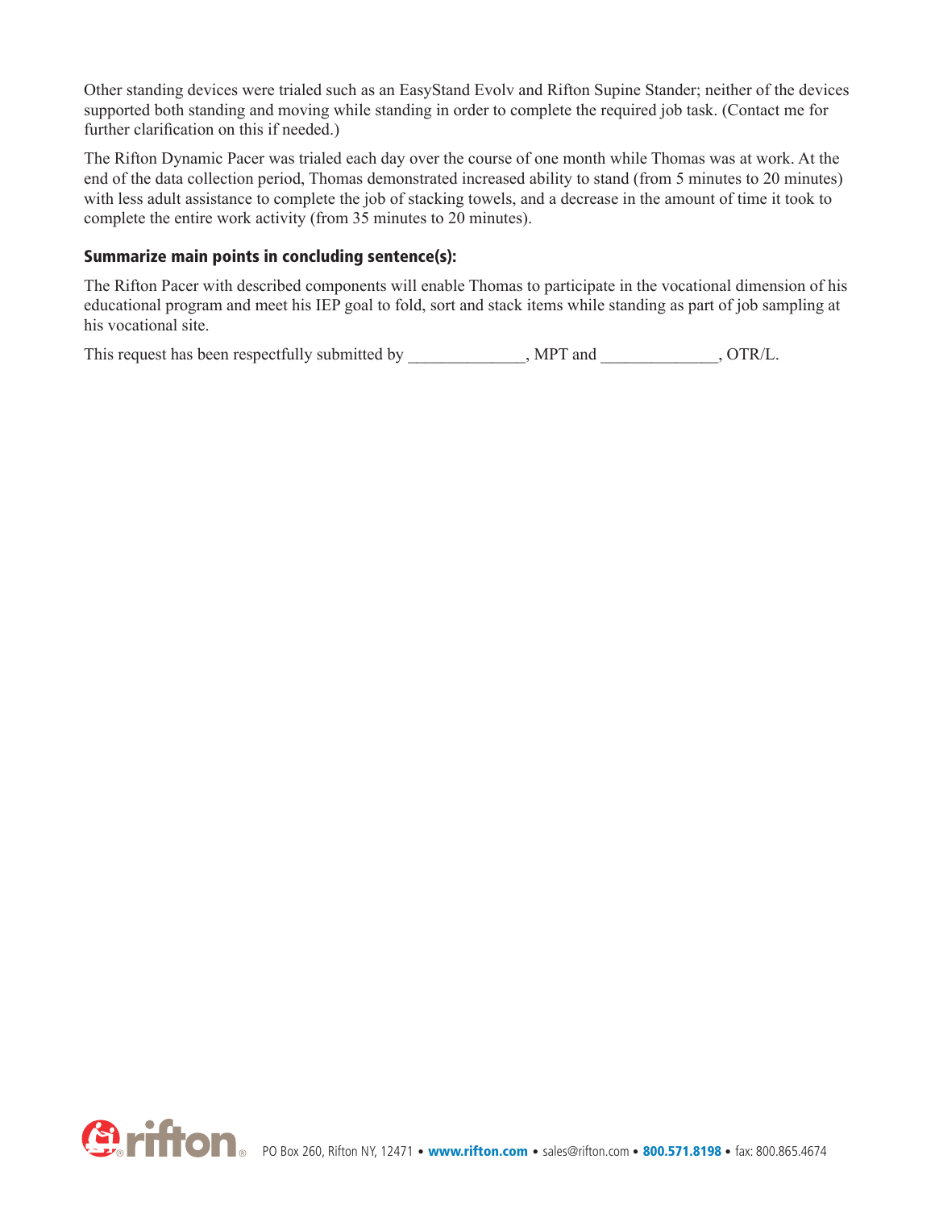Other standing devices were trialed such as an EasyStand Evolv and Rifton Supine Stander; neither of the devices supported both standing and moving while standing in order to complete the required job task. (Contact me for further clarification on this if needed.)

The Rifton Dynamic Pacer was trialed each day over the course of one month while Thomas was at work. At the end of the data collection period, Thomas demonstrated increased ability to stand (from 5 minutes to 20 minutes) with less adult assistance to complete the job of stacking towels, and a decrease in the amount of time it took to complete the entire work activity (from 35 minutes to 20 minutes).

### Summarize main points in concluding sentence(s):

The Rifton Pacer with described components will enable Thomas to participate in the vocational dimension of his educational program and meet his IEP goal to fold, sort and stack items while standing as part of job sampling at his vocational site.

This request has been respectfully submitted by _____________, MPT and _____________, OTR/L.